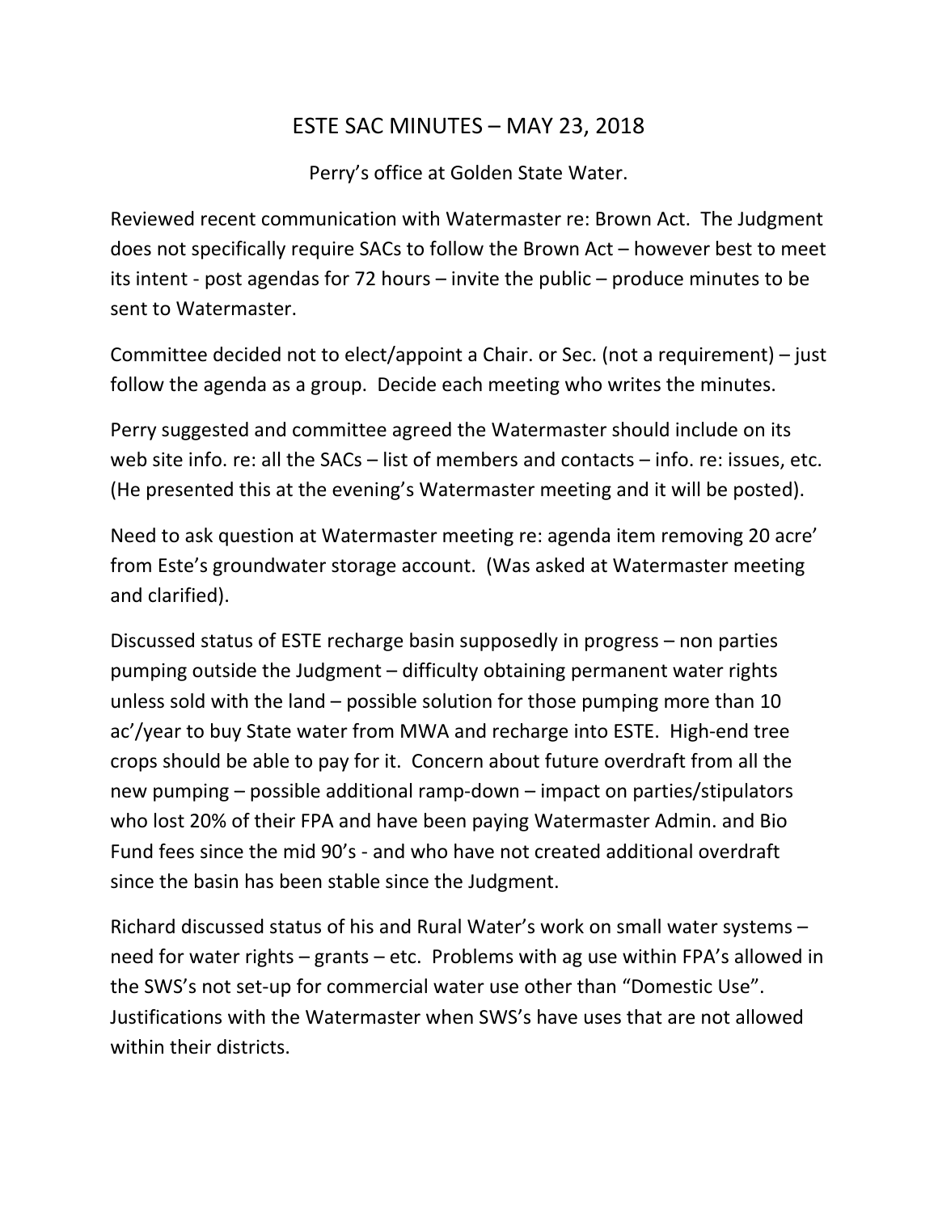# ESTE SAC MINUTES – MAY 23, 2018

Perry's office at Golden State Water.

Reviewed recent communication with Watermaster re: Brown Act. The Judgment does not specifically require SACs to follow the Brown Act – however best to meet its intent - post agendas for 72 hours – invite the public – produce minutes to be sent to Watermaster.

Committee decided not to elect/appoint a Chair. or Sec. (not a requirement) – just follow the agenda as a group. Decide each meeting who writes the minutes.

Perry suggested and committee agreed the Watermaster should include on its web site info. re: all the SACs – list of members and contacts – info. re: issues, etc. (He presented this at the evening's Watermaster meeting and it will be posted).

Need to ask question at Watermaster meeting re: agenda item removing 20 acre' from Este's groundwater storage account. (Was asked at Watermaster meeting and clarified).

Discussed status of ESTE recharge basin supposedly in progress – non parties pumping outside the Judgment – difficulty obtaining permanent water rights unless sold with the land – possible solution for those pumping more than 10 ac'/year to buy State water from MWA and recharge into ESTE. High-end tree crops should be able to pay for it. Concern about future overdraft from all the new pumping – possible additional ramp-down – impact on parties/stipulators who lost 20% of their FPA and have been paying Watermaster Admin. and Bio Fund fees since the mid 90's - and who have not created additional overdraft since the basin has been stable since the Judgment.

Richard discussed status of his and Rural Water's work on small water systems – need for water rights – grants – etc. Problems with ag use within FPA's allowed in the SWS's not set-up for commercial water use other than "Domestic Use". Justifications with the Watermaster when SWS's have uses that are not allowed within their districts.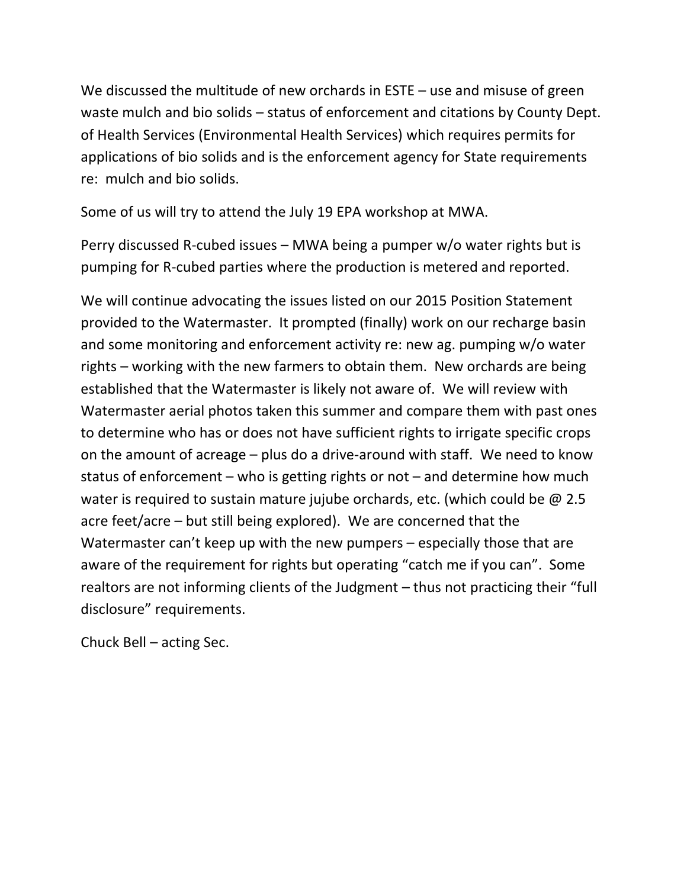We discussed the multitude of new orchards in ESTE – use and misuse of green waste mulch and bio solids – status of enforcement and citations by County Dept. of Health Services (Environmental Health Services) which requires permits for applications of bio solids and is the enforcement agency for State requirements re: mulch and bio solids.

Some of us will try to attend the July 19 EPA workshop at MWA.

Perry discussed R-cubed issues – MWA being a pumper w/o water rights but is pumping for R-cubed parties where the production is metered and reported.

We will continue advocating the issues listed on our 2015 Position Statement provided to the Watermaster. It prompted (finally) work on our recharge basin and some monitoring and enforcement activity re: new ag. pumping w/o water rights – working with the new farmers to obtain them. New orchards are being established that the Watermaster is likely not aware of. We will review with Watermaster aerial photos taken this summer and compare them with past ones to determine who has or does not have sufficient rights to irrigate specific crops on the amount of acreage – plus do a drive-around with staff. We need to know status of enforcement – who is getting rights or not – and determine how much water is required to sustain mature jujube orchards, etc. (which could be @ 2.5 acre feet/acre – but still being explored). We are concerned that the Watermaster can't keep up with the new pumpers – especially those that are aware of the requirement for rights but operating "catch me if you can". Some realtors are not informing clients of the Judgment – thus not practicing their "full disclosure" requirements.

Chuck Bell – acting Sec.